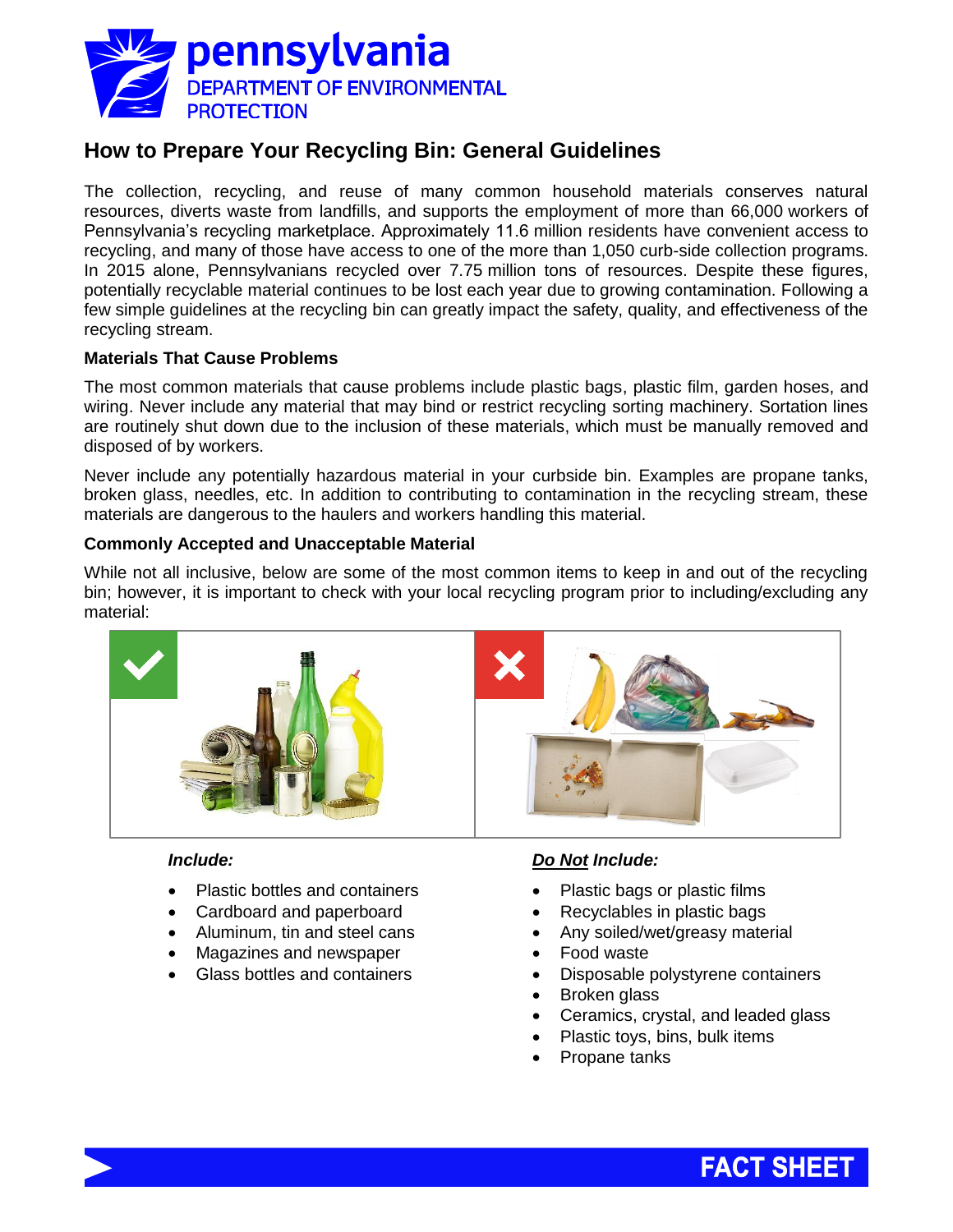# How to Prepare Your Recycling Bin: General Guidelines

The collection, recycling, and reuse of many common household materials conserves natural resources, diverts waste from landfills, and supports the employment of more than 66,000 workers of Pennsylvania's recycling marketplace. Approximately 11.6 million residents have convenient access to recycling, and many of those have access to one of the more than 1,050 curb-side collection programs. In 2015 alone, Pennsylvanians recycled over 7.75 million tons of resources. Despite these figures, potentially recyclable material continues to be lost each year due to growing contamination. Following a few simple guidelines at the recycling bin can greatly impact the safety, quality, and effectiveness of the recycling stream.

### Materials That Cause Problems

The most common materials that cause problems include plastic bags, plastic film, garden hoses, and wiring. Never include any material that may bind or restrict recycling sorting machinery. Sortation lines are routinely shut down due to the inclusion of these materials, which must be manually removed and disposed of by workers.

Never include any potentially hazardous material in your curbside bin. Examples are propane tanks, broken glass, needles, etc. In addition to contributing to contamination in the recycling stream, these materials are dangerous to the haulers and workers handling this material.

### Commonly Accepted and Unacceptable Material

While not all inclusive, below are some of the most common items to keep in and out of the recycling bin; however, it is important to check with your local recycling program prior to including/excluding any material:

***Include:***

- Plastic bottles and containers
- Cardboard and paperboard
- Aluminum, tin and steel cans
- Magazines and newspaper
- Glass bottles and containers

***Do Not Include:***

- Plastic bags or plastic films
- Recyclables in plastic bags
- Any soiled/wet/greasy material
- Food waste
- Disposable polystyrene containers
- Broken glass
- Ceramics, crystal, and leaded glass
- Plastic toys, bins, bulk items
- Propane tanks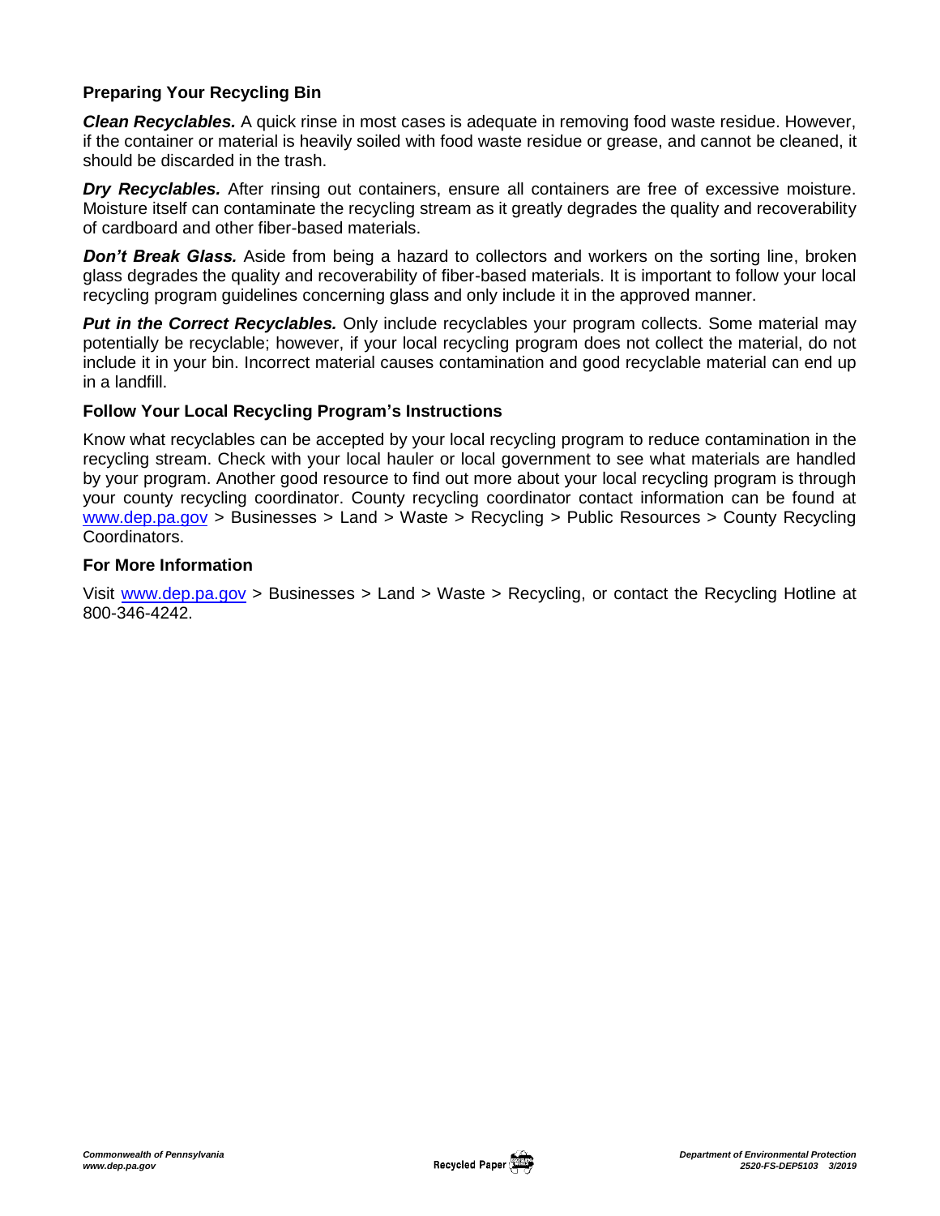## Preparing Your Recycling Bin

***Clean Recyclables.*** A quick rinse in most cases is adequate in removing food waste residue. However, if the container or material is heavily soiled with food waste residue or grease, and cannot be cleaned, it should be discarded in the trash.

***Dry Recyclables.*** After rinsing out containers, ensure all containers are free of excessive moisture. Moisture itself can contaminate the recycling stream as it greatly degrades the quality and recoverability of cardboard and other fiber-based materials.

***Don't Break Glass.*** Aside from being a hazard to collectors and workers on the sorting line, broken glass degrades the quality and recoverability of fiber-based materials. It is important to follow your local recycling program guidelines concerning glass and only include it in the approved manner.

***Put in the Correct Recyclables.*** Only include recyclables your program collects. Some material may potentially be recyclable; however, if your local recycling program does not collect the material, do not include it in your bin. Incorrect material causes contamination and good recyclable material can end up in a landfill.

## Follow Your Local Recycling Program's Instructions

Know what recyclables can be accepted by your local recycling program to reduce contamination in the recycling stream. Check with your local hauler or local government to see what materials are handled by your program. Another good resource to find out more about your local recycling program is through your county recycling coordinator. County recycling coordinator contact information can be found at www.dep.pa.gov > Businesses > Land > Waste > Recycling > Public Resources > County Recycling Coordinators.

## For More Information

Visit www.dep.pa.gov > Businesses > Land > Waste > Recycling, or contact the Recycling Hotline at 800-346-4242.